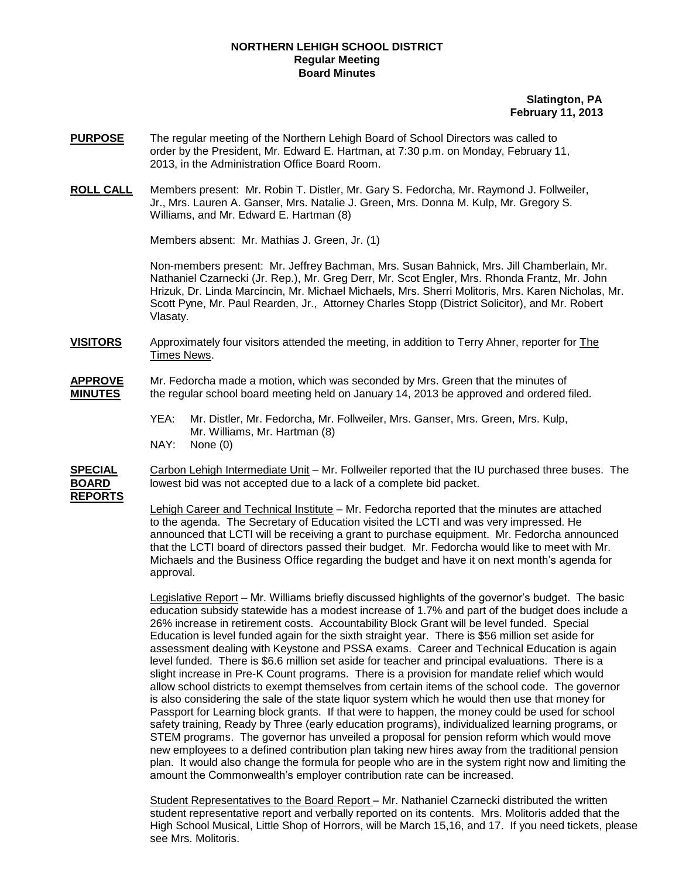**NORTHERN LEHIGH SCHOOL DISTRICT**
**Regular Meeting**
**Board Minutes**

**Slatington, PA**
**February 11, 2013**

**PURPOSE** The regular meeting of the Northern Lehigh Board of School Directors was called to order by the President, Mr. Edward E. Hartman, at 7:30 p.m. on Monday, February 11, 2013, in the Administration Office Board Room.

**ROLL CALL** Members present: Mr. Robin T. Distler, Mr. Gary S. Fedorcha, Mr. Raymond J. Follweiler, Jr., Mrs. Lauren A. Ganser, Mrs. Natalie J. Green, Mrs. Donna M. Kulp, Mr. Gregory S. Williams, and Mr. Edward E. Hartman (8)

Members absent: Mr. Mathias J. Green, Jr. (1)

Non-members present: Mr. Jeffrey Bachman, Mrs. Susan Bahnick, Mrs. Jill Chamberlain, Mr. Nathaniel Czarnecki (Jr. Rep.), Mr. Greg Derr, Mr. Scot Engler, Mrs. Rhonda Frantz, Mr. John Hrizuk, Dr. Linda Marcincin, Mr. Michael Michaels, Mrs. Sherri Molitoris, Mrs. Karen Nicholas, Mr. Scott Pyne, Mr. Paul Rearden, Jr., Attorney Charles Stopp (District Solicitor), and Mr. Robert Vlasaty.

**VISITORS** Approximately four visitors attended the meeting, in addition to Terry Ahner, reporter for The Times News.

**APPROVE MINUTES** Mr. Fedorcha made a motion, which was seconded by Mrs. Green that the minutes of the regular school board meeting held on January 14, 2013 be approved and ordered filed.

YEA: Mr. Distler, Mr. Fedorcha, Mr. Follweiler, Mrs. Ganser, Mrs. Green, Mrs. Kulp, Mr. Williams, Mr. Hartman (8)
NAY: None (0)

**SPECIAL BOARD REPORTS** Carbon Lehigh Intermediate Unit – Mr. Follweiler reported that the IU purchased three buses. The lowest bid was not accepted due to a lack of a complete bid packet.

Lehigh Career and Technical Institute – Mr. Fedorcha reported that the minutes are attached to the agenda. The Secretary of Education visited the LCTI and was very impressed. He announced that LCTI will be receiving a grant to purchase equipment. Mr. Fedorcha announced that the LCTI board of directors passed their budget. Mr. Fedorcha would like to meet with Mr. Michaels and the Business Office regarding the budget and have it on next month's agenda for approval.

Legislative Report – Mr. Williams briefly discussed highlights of the governor's budget. The basic education subsidy statewide has a modest increase of 1.7% and part of the budget does include a 26% increase in retirement costs. Accountability Block Grant will be level funded. Special Education is level funded again for the sixth straight year. There is $56 million set aside for assessment dealing with Keystone and PSSA exams. Career and Technical Education is again level funded. There is $6.6 million set aside for teacher and principal evaluations. There is a slight increase in Pre-K Count programs. There is a provision for mandate relief which would allow school districts to exempt themselves from certain items of the school code. The governor is also considering the sale of the state liquor system which he would then use that money for Passport for Learning block grants. If that were to happen, the money could be used for school safety training, Ready by Three (early education programs), individualized learning programs, or STEM programs. The governor has unveiled a proposal for pension reform which would move new employees to a defined contribution plan taking new hires away from the traditional pension plan. It would also change the formula for people who are in the system right now and limiting the amount the Commonwealth's employer contribution rate can be increased.

Student Representatives to the Board Report – Mr. Nathaniel Czarnecki distributed the written student representative report and verbally reported on its contents. Mrs. Molitoris added that the High School Musical, Little Shop of Horrors, will be March 15,16, and 17. If you need tickets, please see Mrs. Molitoris.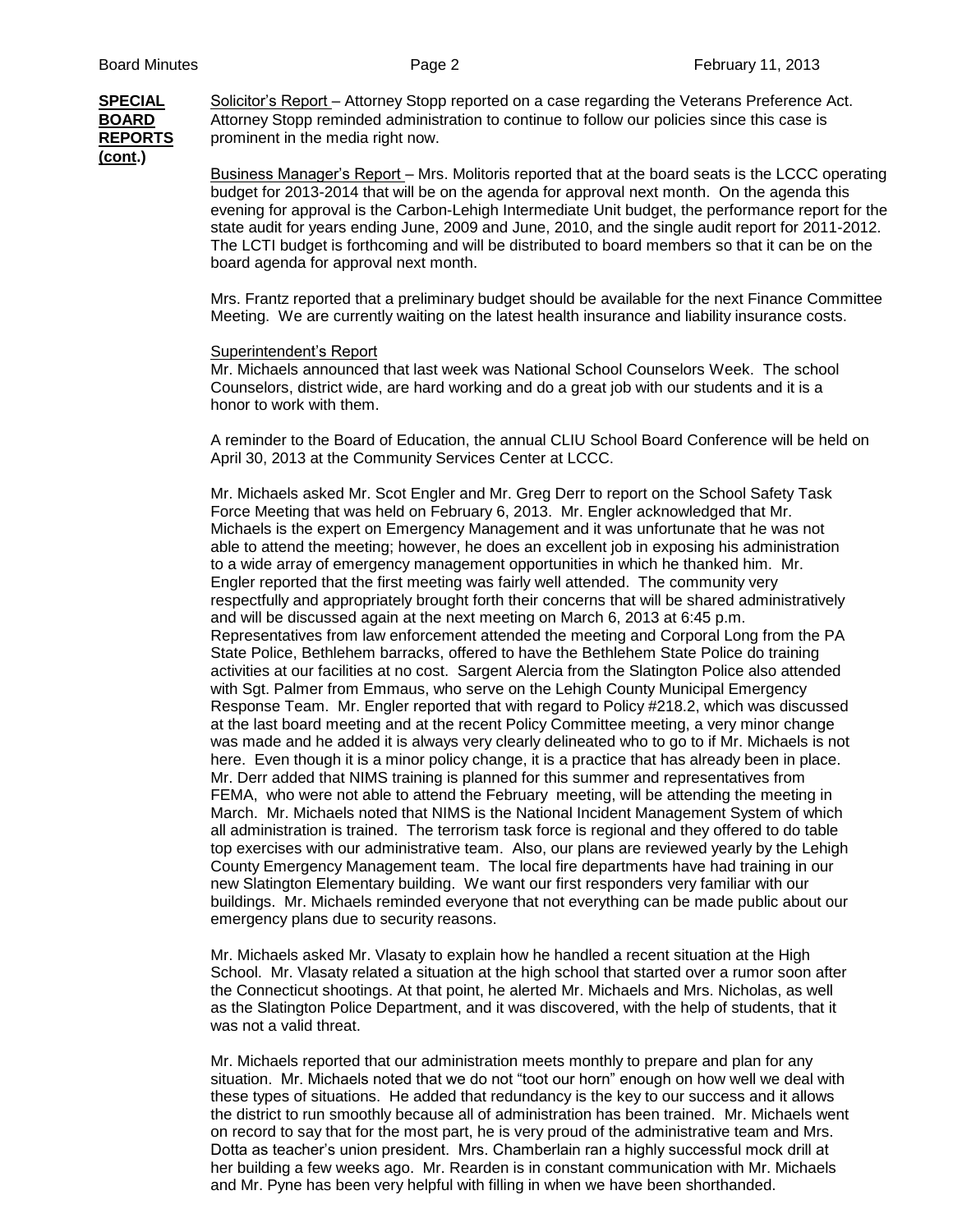**SPECIAL BOARD REPORTS (cont.)**

Solicitor's Report – Attorney Stopp reported on a case regarding the Veterans Preference Act. Attorney Stopp reminded administration to continue to follow our policies since this case is prominent in the media right now.

Business Manager's Report – Mrs. Molitoris reported that at the board seats is the LCCC operating budget for 2013-2014 that will be on the agenda for approval next month. On the agenda this evening for approval is the Carbon-Lehigh Intermediate Unit budget, the performance report for the state audit for years ending June, 2009 and June, 2010, and the single audit report for 2011-2012. The LCTI budget is forthcoming and will be distributed to board members so that it can be on the board agenda for approval next month.

Mrs. Frantz reported that a preliminary budget should be available for the next Finance Committee Meeting. We are currently waiting on the latest health insurance and liability insurance costs.

Superintendent's Report

Mr. Michaels announced that last week was National School Counselors Week. The school Counselors, district wide, are hard working and do a great job with our students and it is a honor to work with them.

A reminder to the Board of Education, the annual CLIU School Board Conference will be held on April 30, 2013 at the Community Services Center at LCCC.

Mr. Michaels asked Mr. Scot Engler and Mr. Greg Derr to report on the School Safety Task Force Meeting that was held on February 6, 2013. Mr. Engler acknowledged that Mr. Michaels is the expert on Emergency Management and it was unfortunate that he was not able to attend the meeting; however, he does an excellent job in exposing his administration to a wide array of emergency management opportunities in which he thanked him. Mr. Engler reported that the first meeting was fairly well attended. The community very respectfully and appropriately brought forth their concerns that will be shared administratively and will be discussed again at the next meeting on March 6, 2013 at 6:45 p.m. Representatives from law enforcement attended the meeting and Corporal Long from the PA State Police, Bethlehem barracks, offered to have the Bethlehem State Police do training activities at our facilities at no cost. Sargent Alercia from the Slatington Police also attended with Sgt. Palmer from Emmaus, who serve on the Lehigh County Municipal Emergency Response Team. Mr. Engler reported that with regard to Policy #218.2, which was discussed at the last board meeting and at the recent Policy Committee meeting, a very minor change was made and he added it is always very clearly delineated who to go to if Mr. Michaels is not here. Even though it is a minor policy change, it is a practice that has already been in place. Mr. Derr added that NIMS training is planned for this summer and representatives from FEMA, who were not able to attend the February meeting, will be attending the meeting in March. Mr. Michaels noted that NIMS is the National Incident Management System of which all administration is trained. The terrorism task force is regional and they offered to do table top exercises with our administrative team. Also, our plans are reviewed yearly by the Lehigh County Emergency Management team. The local fire departments have had training in our new Slatington Elementary building. We want our first responders very familiar with our buildings. Mr. Michaels reminded everyone that not everything can be made public about our emergency plans due to security reasons.

Mr. Michaels asked Mr. Vlasaty to explain how he handled a recent situation at the High School. Mr. Vlasaty related a situation at the high school that started over a rumor soon after the Connecticut shootings. At that point, he alerted Mr. Michaels and Mrs. Nicholas, as well as the Slatington Police Department, and it was discovered, with the help of students, that it was not a valid threat.

Mr. Michaels reported that our administration meets monthly to prepare and plan for any situation. Mr. Michaels noted that we do not "toot our horn" enough on how well we deal with these types of situations. He added that redundancy is the key to our success and it allows the district to run smoothly because all of administration has been trained. Mr. Michaels went on record to say that for the most part, he is very proud of the administrative team and Mrs. Dotta as teacher's union president. Mrs. Chamberlain ran a highly successful mock drill at her building a few weeks ago. Mr. Rearden is in constant communication with Mr. Michaels and Mr. Pyne has been very helpful with filling in when we have been shorthanded.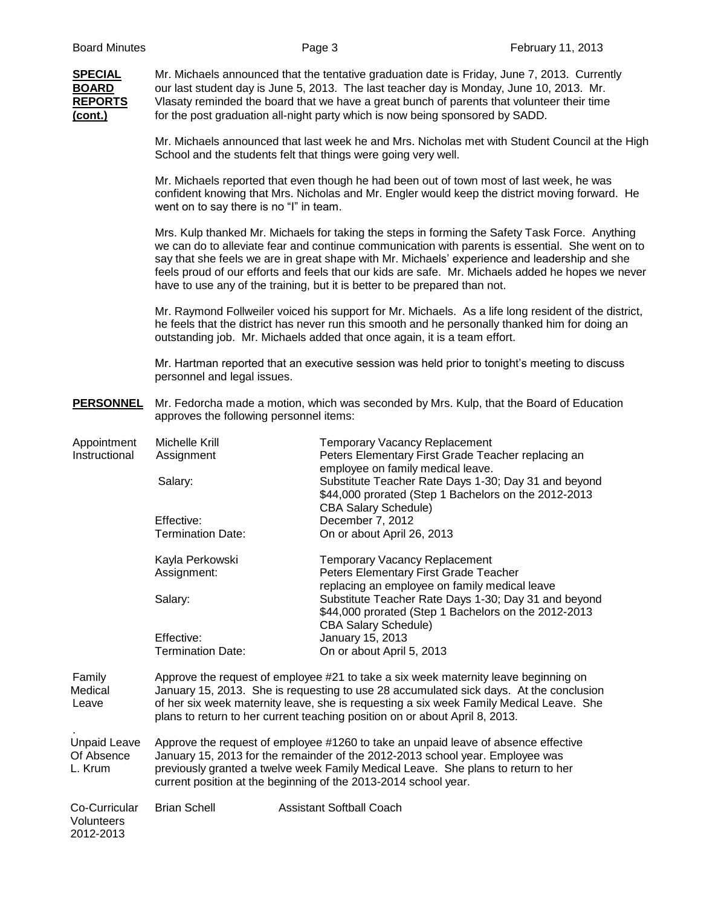**SPECIAL BOARD REPORTS (cont.)**

Mr. Michaels announced that the tentative graduation date is Friday, June 7, 2013. Currently our last student day is June 5, 2013. The last teacher day is Monday, June 10, 2013. Mr. Vlasaty reminded the board that we have a great bunch of parents that volunteer their time for the post graduation all-night party which is now being sponsored by SADD.

Mr. Michaels announced that last week he and Mrs. Nicholas met with Student Council at the High School and the students felt that things were going very well.

Mr. Michaels reported that even though he had been out of town most of last week, he was confident knowing that Mrs. Nicholas and Mr. Engler would keep the district moving forward. He went on to say there is no "I" in team.

Mrs. Kulp thanked Mr. Michaels for taking the steps in forming the Safety Task Force. Anything we can do to alleviate fear and continue communication with parents is essential. She went on to say that she feels we are in great shape with Mr. Michaels' experience and leadership and she feels proud of our efforts and feels that our kids are safe. Mr. Michaels added he hopes we never have to use any of the training, but it is better to be prepared than not.

Mr. Raymond Follweiler voiced his support for Mr. Michaels. As a life long resident of the district, he feels that the district has never run this smooth and he personally thanked him for doing an outstanding job. Mr. Michaels added that once again, it is a team effort.

Mr. Hartman reported that an executive session was held prior to tonight's meeting to discuss personnel and legal issues.

**PERSONNEL**

Mr. Fedorcha made a motion, which was seconded by Mrs. Kulp, that the Board of Education approves the following personnel items:

**Appointment Instructional**

| | |
|---|---|
| Michelle Krill | Temporary Vacancy Replacement |
| Assignment | Peters Elementary First Grade Teacher replacing an employee on family medical leave. |
| Salary: | Substitute Teacher Rate Days 1-30; Day 31 and beyond $44,000 prorated (Step 1 Bachelors on the 2012-2013 CBA Salary Schedule) |
| Effective: | December 7, 2012 |
| Termination Date: | On or about April 26, 2013 |
| | |
| Kayla Perkowski | Temporary Vacancy Replacement |
| Assignment: | Peters Elementary First Grade Teacher replacing an employee on family medical leave |
| Salary: | Substitute Teacher Rate Days 1-30; Day 31 and beyond $44,000 prorated (Step 1 Bachelors on the 2012-2013 CBA Salary Schedule) |
| Effective: | January 15, 2013 |
| Termination Date: | On or about April 5, 2013 |

**Family Medical Leave**

Approve the request of employee #21 to take a six week maternity leave beginning on January 15, 2013. She is requesting to use 28 accumulated sick days. At the conclusion of her six week maternity leave, she is requesting a six week Family Medical Leave. She plans to return to her current teaching position on or about April 8, 2013.

**Unpaid Leave Of Absence L. Krum**

Approve the request of employee #1260 to take an unpaid leave of absence effective January 15, 2013 for the remainder of the 2012-2013 school year. Employee was previously granted a twelve week Family Medical Leave. She plans to return to her current position at the beginning of the 2013-2014 school year.

**Co-Curricular Volunteers 2012-2013**

Brian Schell — Assistant Softball Coach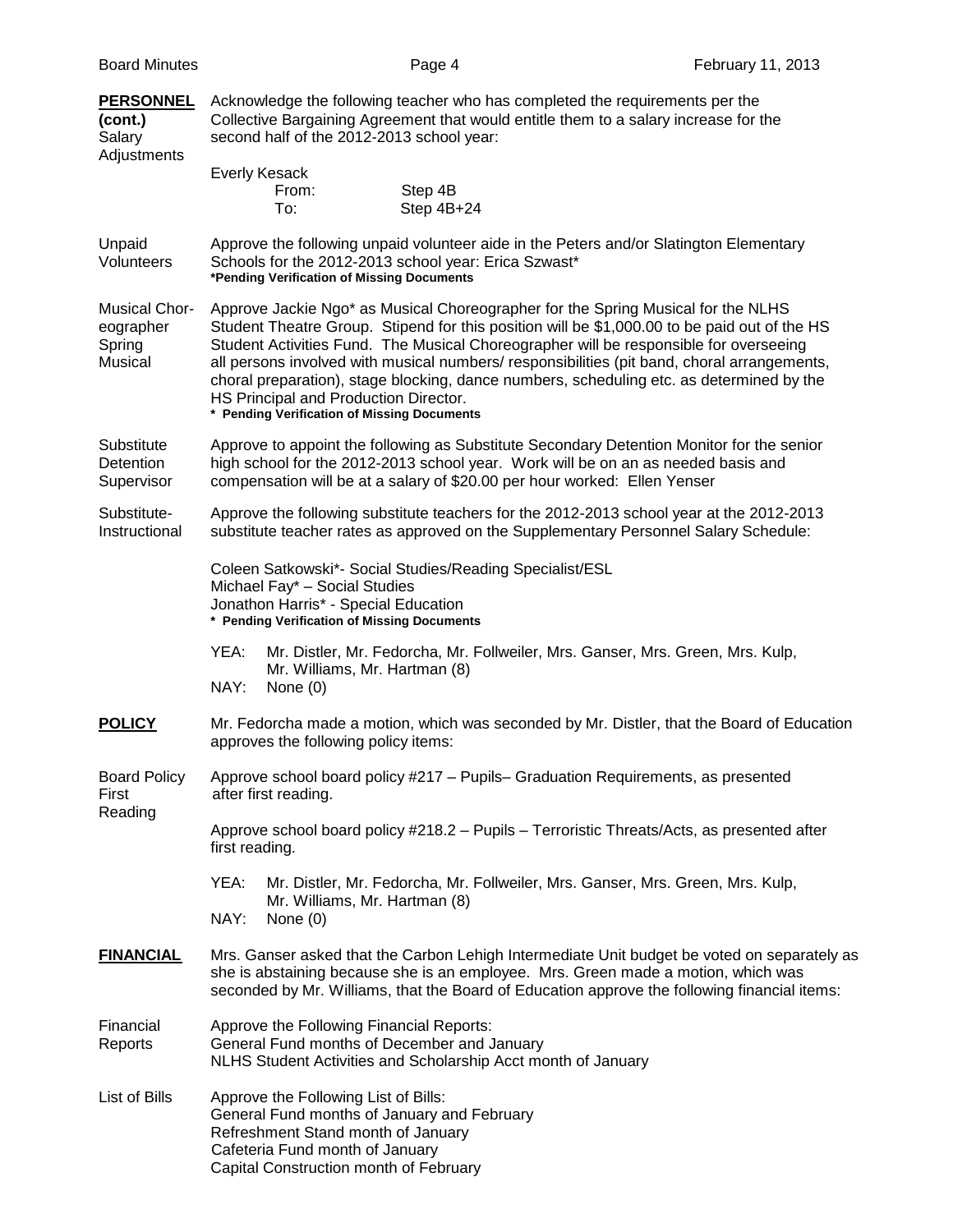**PERSONNEL (cont.)**

**Salary Adjustments**

Acknowledge the following teacher who has completed the requirements per the Collective Bargaining Agreement that would entitle them to a salary increase for the second half of the 2012-2013 school year:

Everly Kesack
From: Step 4B
To: Step 4B+24

**Unpaid Volunteers**

Approve the following unpaid volunteer aide in the Peters and/or Slatington Elementary Schools for the 2012-2013 school year: Erica Szwast*
*Pending Verification of Missing Documents

**Musical Choreographer Spring Musical**

Approve Jackie Ngo* as Musical Choreographer for the Spring Musical for the NLHS Student Theatre Group. Stipend for this position will be $1,000.00 to be paid out of the HS Student Activities Fund. The Musical Choreographer will be responsible for overseeing all persons involved with musical numbers/ responsibilities (pit band, choral arrangements, choral preparation), stage blocking, dance numbers, scheduling etc. as determined by the HS Principal and Production Director.
* Pending Verification of Missing Documents

**Substitute Detention Supervisor**

Approve to appoint the following as Substitute Secondary Detention Monitor for the senior high school for the 2012-2013 school year. Work will be on an as needed basis and compensation will be at a salary of $20.00 per hour worked: Ellen Yenser

**Substitute-Instructional**

Approve the following substitute teachers for the 2012-2013 school year at the 2012-2013 substitute teacher rates as approved on the Supplementary Personnel Salary Schedule:

Coleen Satkowski*- Social Studies/Reading Specialist/ESL
Michael Fay* – Social Studies
Jonathon Harris* - Special Education
* Pending Verification of Missing Documents

YEA: Mr. Distler, Mr. Fedorcha, Mr. Follweiler, Mrs. Ganser, Mrs. Green, Mrs. Kulp, Mr. Williams, Mr. Hartman (8)
NAY: None (0)

**POLICY**

Mr. Fedorcha made a motion, which was seconded by Mr. Distler, that the Board of Education approves the following policy items:

**Board Policy First Reading**

Approve school board policy #217 – Pupils– Graduation Requirements, as presented after first reading.

Approve school board policy #218.2 – Pupils – Terroristic Threats/Acts, as presented after first reading.

YEA: Mr. Distler, Mr. Fedorcha, Mr. Follweiler, Mrs. Ganser, Mrs. Green, Mrs. Kulp, Mr. Williams, Mr. Hartman (8)
NAY: None (0)

**FINANCIAL**

Mrs. Ganser asked that the Carbon Lehigh Intermediate Unit budget be voted on separately as she is abstaining because she is an employee. Mrs. Green made a motion, which was seconded by Mr. Williams, that the Board of Education approve the following financial items:

**Financial Reports**

Approve the Following Financial Reports:
General Fund months of December and January
NLHS Student Activities and Scholarship Acct month of January

**List of Bills**

Approve the Following List of Bills:
General Fund months of January and February
Refreshment Stand month of January
Cafeteria Fund month of January
Capital Construction month of February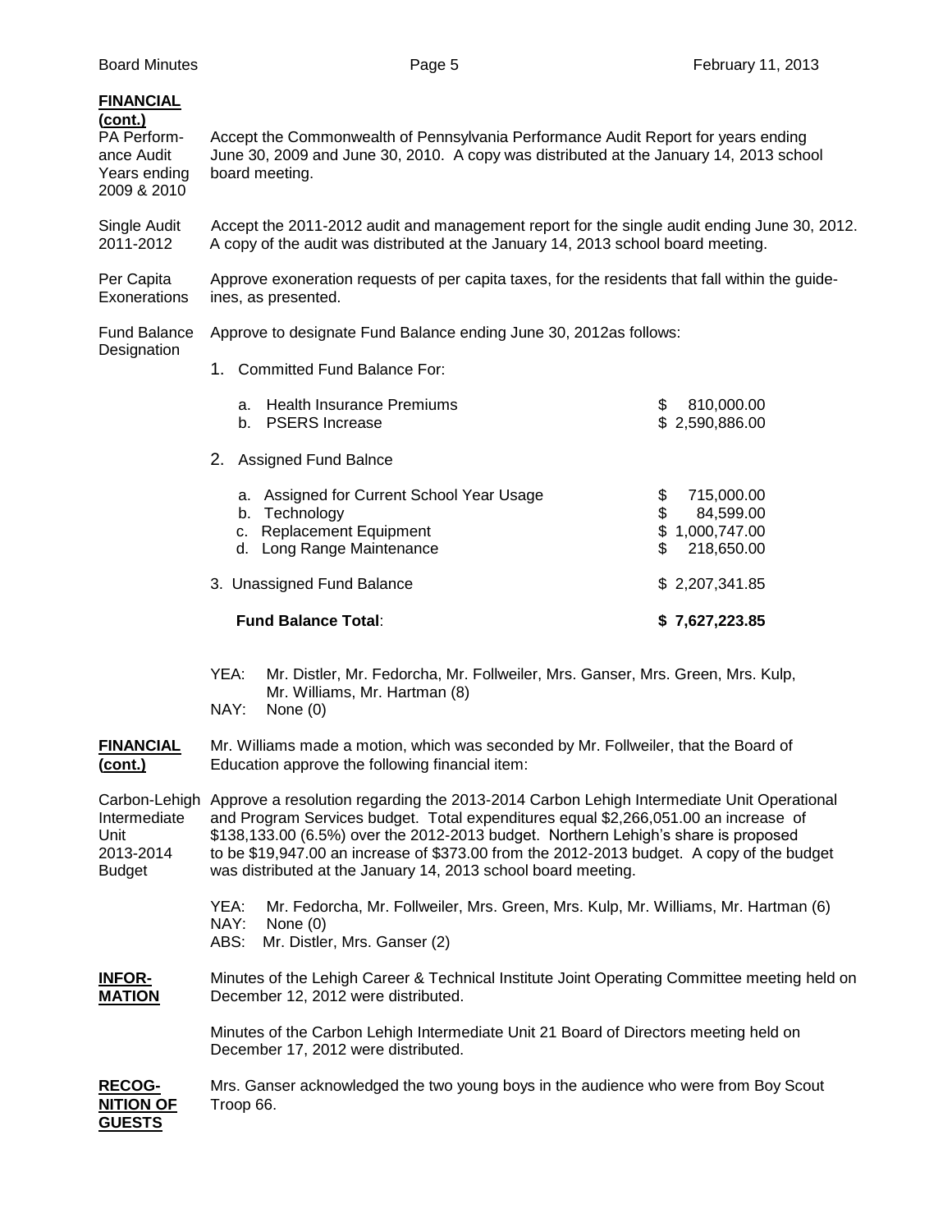**FINANCIAL (cont.)**

**PA Performance Audit Years ending 2009 & 2010**

Accept the Commonwealth of Pennsylvania Performance Audit Report for years ending June 30, 2009 and June 30, 2010. A copy was distributed at the January 14, 2013 school board meeting.

**Single Audit 2011-2012**

Accept the 2011-2012 audit and management report for the single audit ending June 30, 2012. A copy of the audit was distributed at the January 14, 2013 school board meeting.

**Per Capita Exonerations**

Approve exoneration requests of per capita taxes, for the residents that fall within the guide-ines, as presented.

**Fund Balance Designation**

Approve to designate Fund Balance ending June 30, 2012as follows:

1. Committed Fund Balance For:

| | |
|---|---|
| a. Health Insurance Premiums | $ 810,000.00 |
| b. PSERS Increase | $ 2,590,886.00 |

2. Assigned Fund Balnce

| | |
|---|---|
| a. Assigned for Current School Year Usage | $ 715,000.00 |
| b. Technology | $ 84,599.00 |
| c. Replacement Equipment | $ 1,000,747.00 |
| d. Long Range Maintenance | $ 218,650.00 |

| | |
|---|---|
| 3. Unassigned Fund Balance | $ 2,207,341.85 |
| **Fund Balance Total**: | **$ 7,627,223.85** |

YEA: Mr. Distler, Mr. Fedorcha, Mr. Follweiler, Mrs. Ganser, Mrs. Green, Mrs. Kulp, Mr. Williams, Mr. Hartman (8)
NAY: None (0)

**FINANCIAL (cont.)**

Mr. Williams made a motion, which was seconded by Mr. Follweiler, that the Board of Education approve the following financial item:

**Carbon-Lehigh Intermediate Unit 2013-2014 Budget**

Approve a resolution regarding the 2013-2014 Carbon Lehigh Intermediate Unit Operational and Program Services budget. Total expenditures equal $2,266,051.00 an increase of $138,133.00 (6.5%) over the 2012-2013 budget. Northern Lehigh's share is proposed to be $19,947.00 an increase of $373.00 from the 2012-2013 budget. A copy of the budget was distributed at the January 14, 2013 school board meeting.

YEA: Mr. Fedorcha, Mr. Follweiler, Mrs. Green, Mrs. Kulp, Mr. Williams, Mr. Hartman (6)
NAY: None (0)
ABS: Mr. Distler, Mrs. Ganser (2)

**INFORMATION**

Minutes of the Lehigh Career & Technical Institute Joint Operating Committee meeting held on December 12, 2012 were distributed.

Minutes of the Carbon Lehigh Intermediate Unit 21 Board of Directors meeting held on December 17, 2012 were distributed.

**RECOGNITION OF GUESTS**

Mrs. Ganser acknowledged the two young boys in the audience who were from Boy Scout Troop 66.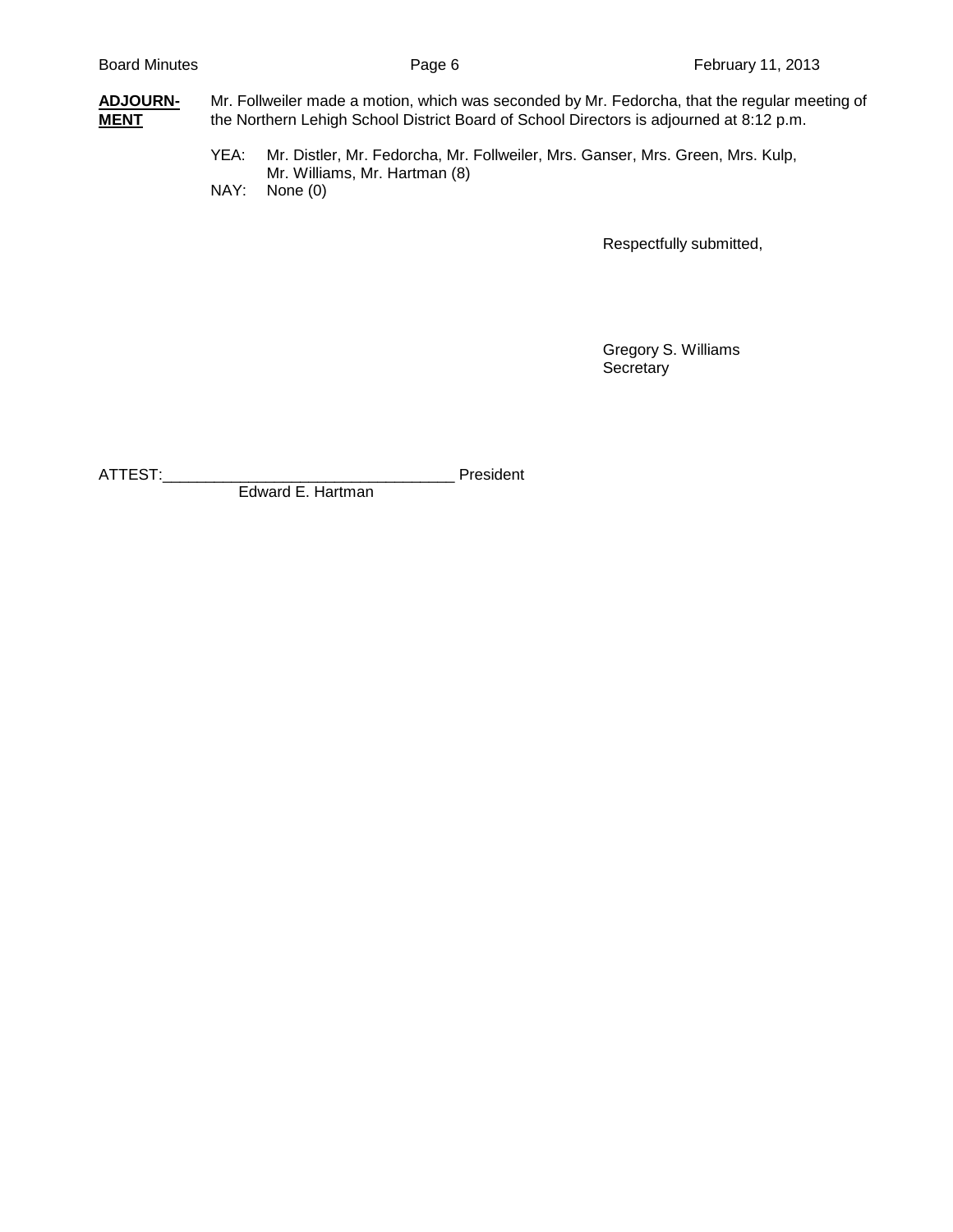**ADJOURN-MENT**

Mr. Follweiler made a motion, which was seconded by Mr. Fedorcha, that the regular meeting of the Northern Lehigh School District Board of School Directors is adjourned at 8:12 p.m.

YEA: Mr. Distler, Mr. Fedorcha, Mr. Follweiler, Mrs. Ganser, Mrs. Green, Mrs. Kulp, Mr. Williams, Mr. Hartman (8)
NAY: None (0)

Respectfully submitted,

Gregory S. Williams
Secretary

ATTEST:_________________________________ President
Edward E. Hartman